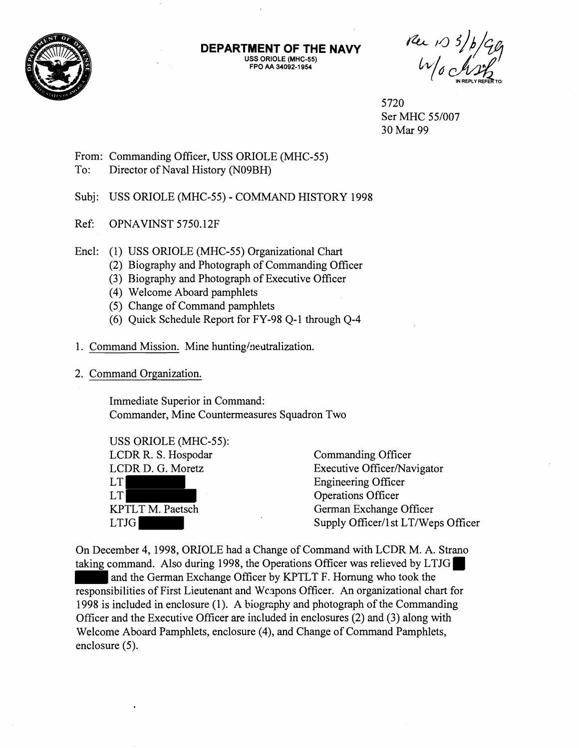**DEPARTMENT OF THE NAVY**
USS ORIOLE (MHC-55)
FPO AA 34092-1954

Rec 10 3/6/99
w/o ch

IN REPLY REFER TO:

5720
Ser MHC 55/007
30 Mar 99

From: Commanding Officer, USS ORIOLE (MHC-55)
To: Director of Naval History (N09BH)

Subj: USS ORIOLE (MHC-55) - COMMAND HISTORY 1998

Ref: OPNAVINST 5750.12F

Encl: (1) USS ORIOLE (MHC-55) Organizational Chart
(2) Biography and Photograph of Commanding Officer
(3) Biography and Photograph of Executive Officer
(4) Welcome Aboard pamphlets
(5) Change of Command pamphlets
(6) Quick Schedule Report for FY-98 Q-1 through Q-4

1. Command Mission. Mine hunting/neutralization.

2. Command Organization.

Immediate Superior in Command:
Commander, Mine Countermeasures Squadron Two

| USS ORIOLE (MHC-55): | |
|---|---|
| LCDR R. S. Hospodar | Commanding Officer |
| LCDR D. G. Moretz | Executive Officer/Navigator |
| LT ████ | Engineering Officer |
| LT ████ | Operations Officer |
| KPTLT M. Paetsch | German Exchange Officer |
| LTJG ████ | Supply Officer/1st LT/Weps Officer |

On December 4, 1998, ORIOLE had a Change of Command with LCDR M. A. Strano taking command. Also during 1998, the Operations Officer was relieved by LTJG ████ and the German Exchange Officer by KPTLT F. Hornung who took the responsibilities of First Lieutenant and Weapons Officer. An organizational chart for 1998 is included in enclosure (1). A biography and photograph of the Commanding Officer and the Executive Officer are included in enclosures (2) and (3) along with Welcome Aboard Pamphlets, enclosure (4), and Change of Command Pamphlets, enclosure (5).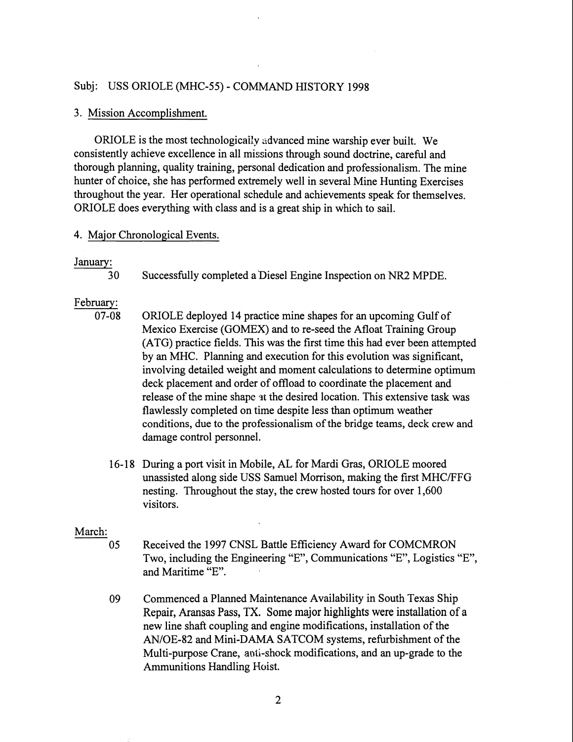Subj: USS ORIOLE (MHC-55) - COMMAND HISTORY 1998

3. Mission Accomplishment.

ORIOLE is the most technologically advanced mine warship ever built. We consistently achieve excellence in all missions through sound doctrine, careful and thorough planning, quality training, personal dedication and professionalism. The mine hunter of choice, she has performed extremely well in several Mine Hunting Exercises throughout the year. Her operational schedule and achievements speak for themselves. ORIOLE does everything with class and is a great ship in which to sail.

4. Major Chronological Events.

January:

30 Successfully completed a Diesel Engine Inspection on NR2 MPDE.

February:

07-08 ORIOLE deployed 14 practice mine shapes for an upcoming Gulf of Mexico Exercise (GOMEX) and to re-seed the Afloat Training Group (ATG) practice fields. This was the first time this had ever been attempted by an MHC. Planning and execution for this evolution was significant, involving detailed weight and moment calculations to determine optimum deck placement and order of offload to coordinate the placement and release of the mine shape at the desired location. This extensive task was flawlessly completed on time despite less than optimum weather conditions, due to the professionalism of the bridge teams, deck crew and damage control personnel.

16-18 During a port visit in Mobile, AL for Mardi Gras, ORIOLE moored unassisted along side USS Samuel Morrison, making the first MHC/FFG nesting. Throughout the stay, the crew hosted tours for over 1,600 visitors.

March:

05 Received the 1997 CNSL Battle Efficiency Award for COMCMRON Two, including the Engineering "E", Communications "E", Logistics "E", and Maritime "E".

09 Commenced a Planned Maintenance Availability in South Texas Ship Repair, Aransas Pass, TX. Some major highlights were installation of a new line shaft coupling and engine modifications, installation of the AN/OE-82 and Mini-DAMA SATCOM systems, refurbishment of the Multi-purpose Crane, anti-shock modifications, and an up-grade to the Ammunitions Handling Hoist.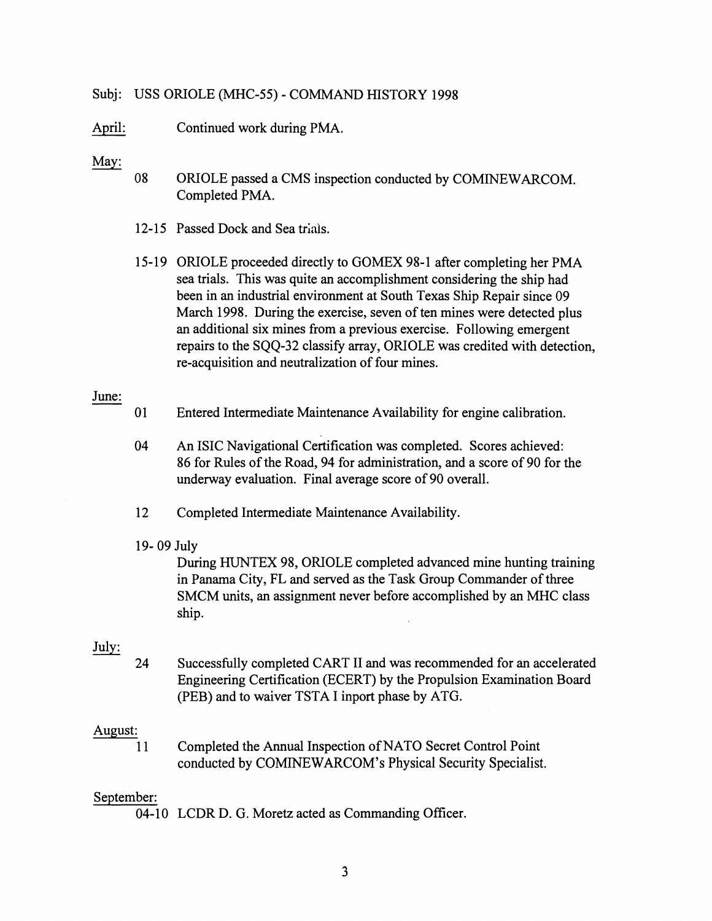Subj: USS ORIOLE (MHC-55) - COMMAND HISTORY 1998

<u>April:</u> Continued work during PMA.

<u>May:</u>

08 ORIOLE passed a CMS inspection conducted by COMINEWARCOM. Completed PMA.

12-15 Passed Dock and Sea trials.

15-19 ORIOLE proceeded directly to GOMEX 98-1 after completing her PMA sea trials. This was quite an accomplishment considering the ship had been in an industrial environment at South Texas Ship Repair since 09 March 1998. During the exercise, seven of ten mines were detected plus an additional six mines from a previous exercise. Following emergent repairs to the SQQ-32 classify array, ORIOLE was credited with detection, re-acquisition and neutralization of four mines.

<u>June:</u>

01 Entered Intermediate Maintenance Availability for engine calibration.

04 An ISIC Navigational Certification was completed. Scores achieved: 86 for Rules of the Road, 94 for administration, and a score of 90 for the underway evaluation. Final average score of 90 overall.

12 Completed Intermediate Maintenance Availability.

19- 09 July
During HUNTEX 98, ORIOLE completed advanced mine hunting training in Panama City, FL and served as the Task Group Commander of three SMCM units, an assignment never before accomplished by an MHC class ship.

<u>July:</u>

24 Successfully completed CART II and was recommended for an accelerated Engineering Certification (ECERT) by the Propulsion Examination Board (PEB) and to waiver TSTA I inport phase by ATG.

<u>August:</u>

11 Completed the Annual Inspection of NATO Secret Control Point conducted by COMINEWARCOM's Physical Security Specialist.

<u>September:</u>

04-10 LCDR D. G. Moretz acted as Commanding Officer.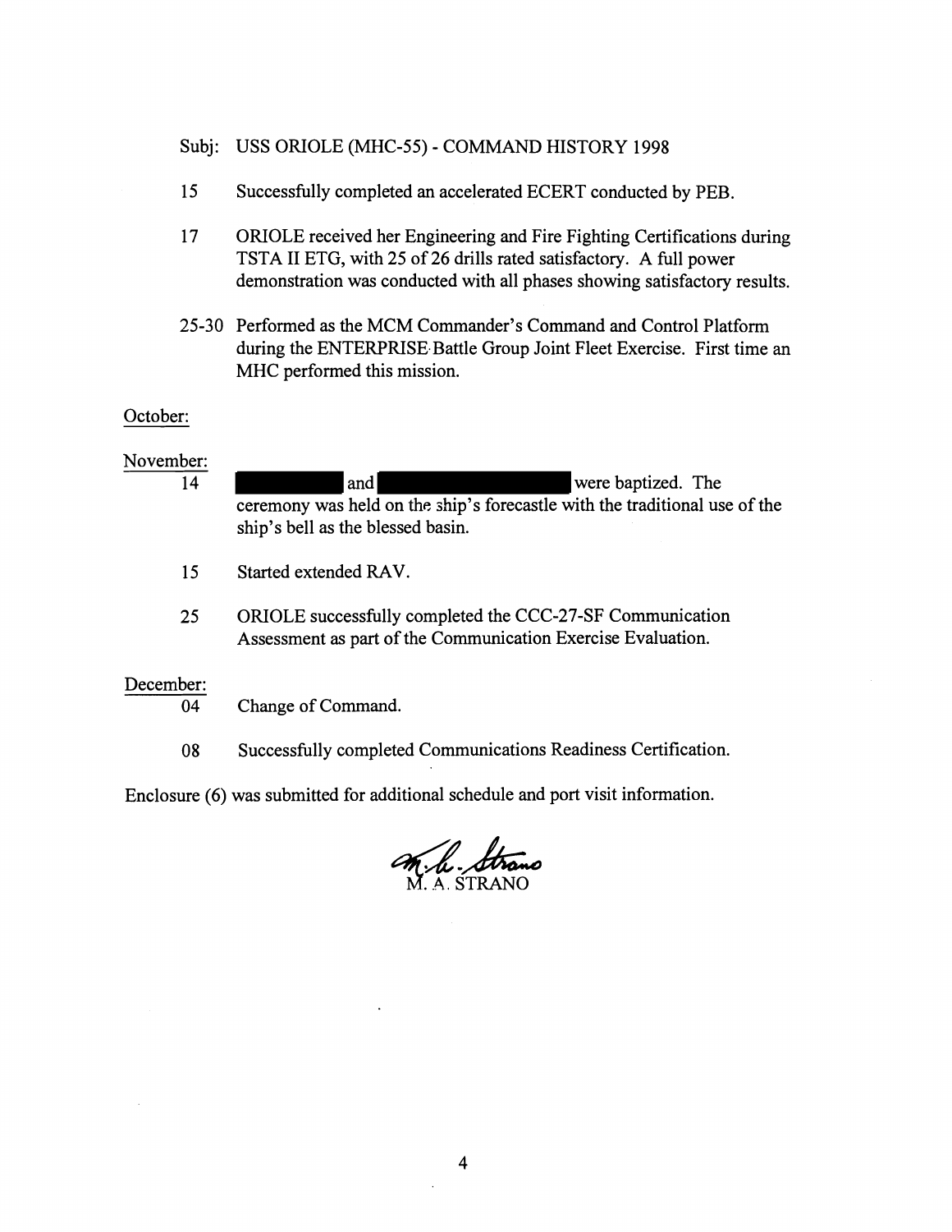Subj: USS ORIOLE (MHC-55) - COMMAND HISTORY 1998

15 Successfully completed an accelerated ECERT conducted by PEB.

17 ORIOLE received her Engineering and Fire Fighting Certifications during TSTA II ETG, with 25 of 26 drills rated satisfactory. A full power demonstration was conducted with all phases showing satisfactory results.

25-30 Performed as the MCM Commander's Command and Control Platform during the ENTERPRISE Battle Group Joint Fleet Exercise. First time an MHC performed this mission.

October:

November:

14 [REDACTED] and [REDACTED] were baptized. The ceremony was held on the ship's forecastle with the traditional use of the ship's bell as the blessed basin.

15 Started extended RAV.

25 ORIOLE successfully completed the CCC-27-SF Communication Assessment as part of the Communication Exercise Evaluation.

December:

04 Change of Command.

08 Successfully completed Communications Readiness Certification.

Enclosure (6) was submitted for additional schedule and port visit information.

M. A. STRANO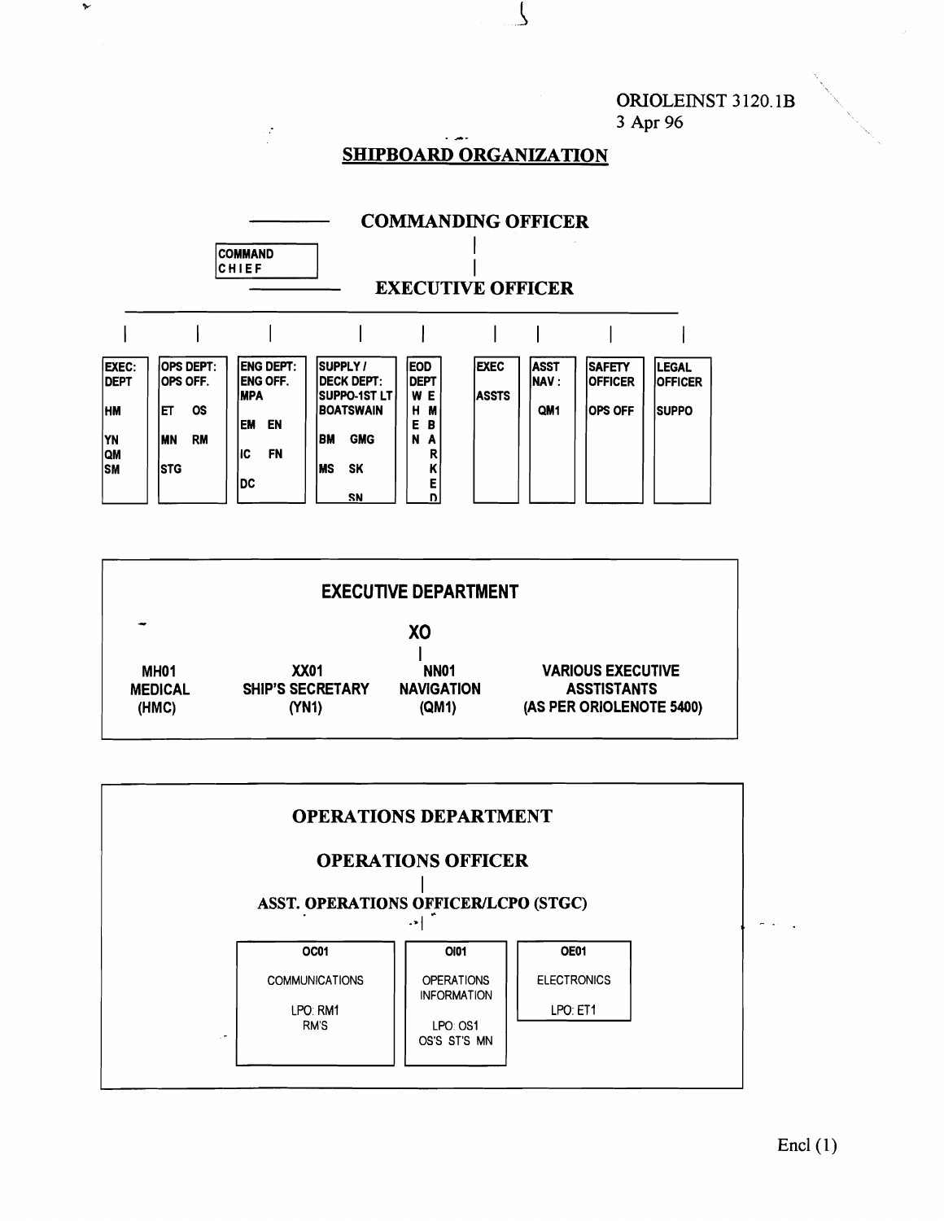ORIOLEINST 3120.1B
3 Apr 96

# SHIPBOARD ORGANIZATION

**COMMANDING OFFICER**

**COMMAND CHIEF**

**EXECUTIVE OFFICER**

| EXEC: DEPT | OPS DEPT: OPS OFF. | ENG DEPT: ENG OFF. MPA | SUPPLY / DECK DEPT: SUPPO-1ST LT BOATSWAIN | EOD DEPT | EXEC ASSTS | ASST NAV : | SAFETY OFFICER | LEGAL OFFICER |
|---|---|---|---|---|---|---|---|---|
| HM<br>YN<br>QM<br>SM | ET OS<br>MN RM<br>STG | EM EN<br>IC FN<br>DC | BM GMG<br>MS SK<br>SN | WEHEN<br>EMBARKED | | QM1 | OPS OFF | SUPPO |

## EXECUTIVE DEPARTMENT

**XO**

| MH01 MEDICAL (HMC) | XX01 SHIP'S SECRETARY (YN1) | NN01 NAVIGATION (QM1) | VARIOUS EXECUTIVE ASSTISTANTS (AS PER ORIOLENOTE 5400) |
|---|---|---|---|

## OPERATIONS DEPARTMENT

**OPERATIONS OFFICER**

**ASST. OPERATIONS OFFICER/LCPO (STGC)**

| OC01 | OI01 | OE01 |
|---|---|---|
| COMMUNICATIONS<br>LPO: RM1<br>RM'S | OPERATIONS INFORMATION<br>LPO: OS1<br>OS'S ST'S MN | ELECTRONICS<br>LPO: ET1 |

Encl (1)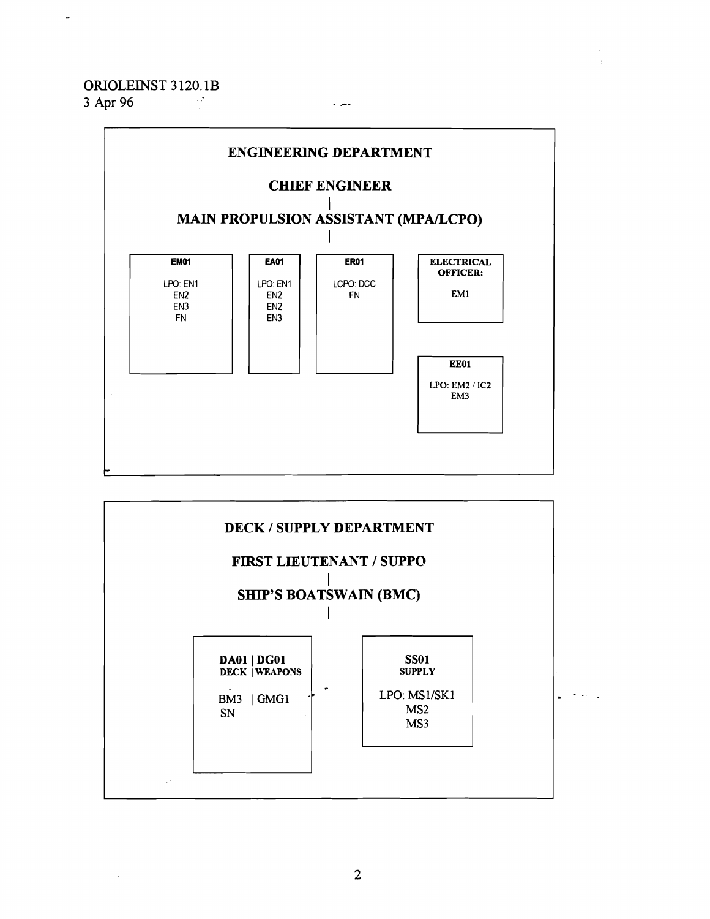ORIOLEINST 3120.1B
3 Apr 96

## ENGINEERING DEPARTMENT

### CHIEF ENGINEER

### MAIN PROPULSION ASSISTANT (MPA/LCPO)

**EM01**

LPO: EN1
EN2
EN3
FN

**EA01**

LPO: EN1
EN2
EN2
EN3

**ER01**

LCPO: DCC
FN

**ELECTRICAL OFFICER:**

EM1

**EE01**

LPO: EM2 / IC2
EM3

## DECK / SUPPLY DEPARTMENT

### FIRST LIEUTENANT / SUPPO

### SHIP'S BOATSWAIN (BMC)

**DA01 | DG01**
**DECK | WEAPONS**

BM3 | GMG1
SN

**SS01**
**SUPPLY**

LPO: MS1/SK1
MS2
MS3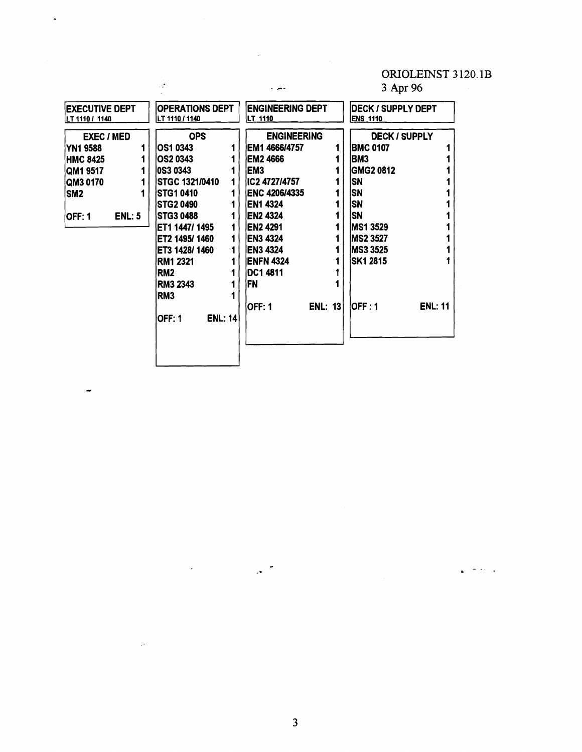ORIOLEINST 3120.1B
3 Apr 96

| EXECUTIVE DEPT<br>LT 1110 / 1140 | | OPERATIONS DEPT<br>LT 1110 / 1140 | | ENGINEERING DEPT<br>LT 1110 | | DECK / SUPPLY DEPT<br>ENS 1110 | |
|---|---|---|---|---|---|---|---|
| **EXEC / MED** | | **OPS** | | **ENGINEERING** | | **DECK / SUPPLY** | |
| YN1 9588 | 1 | OS1 0343 | 1 | EM1 4666/4757 | 1 | BMC 0107 | 1 |
| HMC 8425 | 1 | OS2 0343 | 1 | EM2 4666 | 1 | BM3 | 1 |
| QM1 9517 | 1 | 0S3 0343 | 1 | EM3 | 1 | GMG2 0812 | 1 |
| QM3 0170 | 1 | STGC 1321/0410 | 1 | IC2 4727/4757 | 1 | SN | 1 |
| SM2 | 1 | STG1 0410 | 1 | ENC 4206/4335 | 1 | SN | 1 |
| | | STG2 0490 | 1 | EN1 4324 | 1 | SN | 1 |
| OFF: 1 | ENL: 5 | STG3 0488 | 1 | EN2 4324 | 1 | SN | 1 |
| | | ET1 1447/ 1495 | 1 | EN2 4291 | 1 | MS1 3529 | 1 |
| | | ET2 1495/ 1460 | 1 | EN3 4324 | 1 | MS2 3527 | 1 |
| | | ET3 1428/ 1460 | 1 | EN3 4324 | 1 | MS3 3525 | 1 |
| | | RM1 2321 | 1 | ENFN 4324 | 1 | SK1 2815 | 1 |
| | | RM2 | 1 | DC1 4811 | 1 | | |
| | | RM3 2343 | 1 | FN | 1 | | |
| | | RM3 | 1 | | | | |
| | | | | OFF: 1 | ENL: 13 | OFF : 1 | ENL: 11 |
| | | OFF: 1 | ENL: 14 | | | | |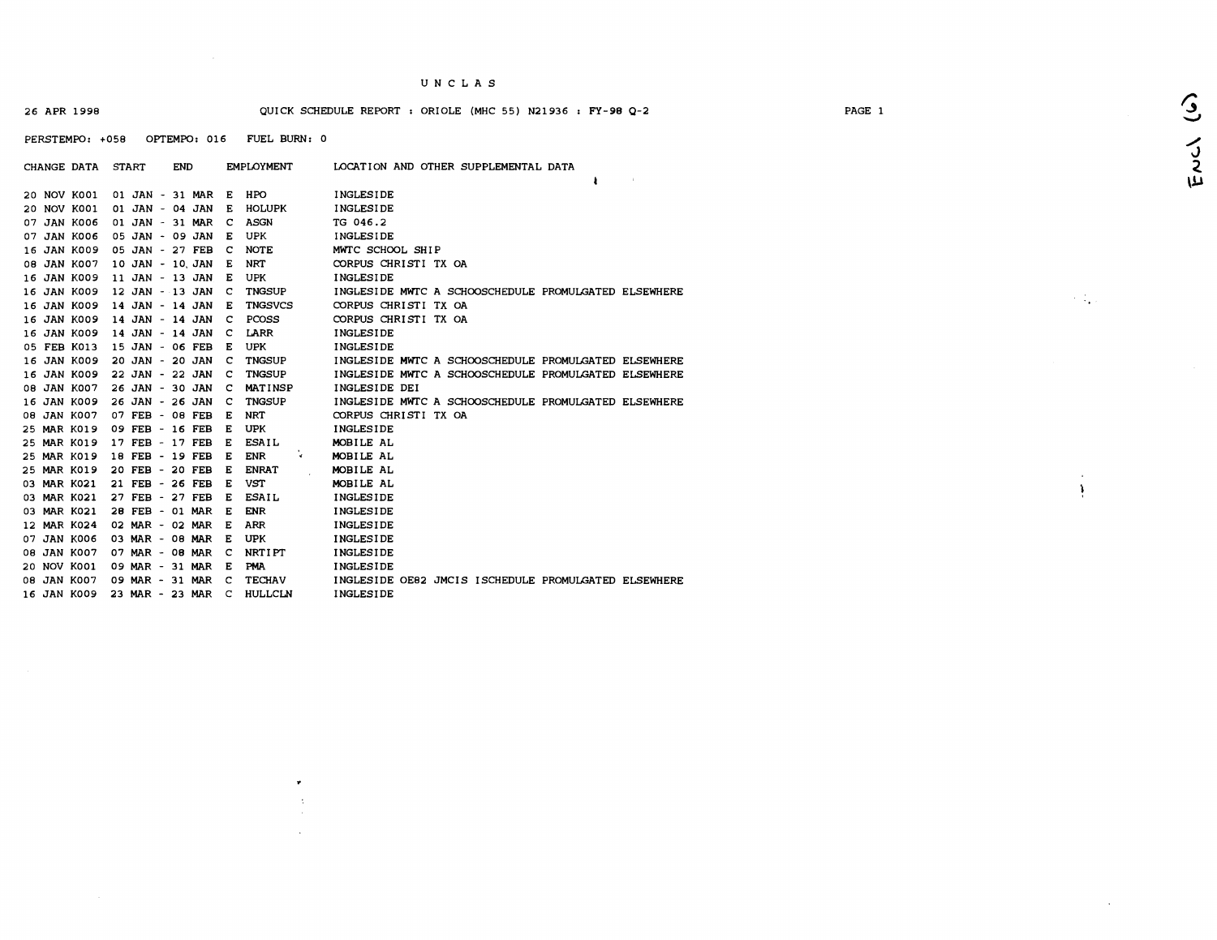UNCLAS

26 APR 1998 QUICK SCHEDULE REPORT : ORIOLE (MHC 55) N21936 : FY-98 Q-2

PERSTEMPO: +058 OPTEMPO: 016 FUEL BURN: 0

| CHANGE DATA | START | END | | EMPLOYMENT | LOCATION AND OTHER SUPPLEMENTAL DATA |
|---|---|---|---|---|---|
| 20 NOV K001 | 01 JAN - | 31 MAR | E | HPO | INGLESIDE |
| 20 NOV K001 | 01 JAN - | 04 JAN | E | HOLUPK | INGLESIDE |
| 07 JAN K006 | 01 JAN - | 31 MAR | C | ASGN | TG 046.2 |
| 07 JAN K006 | 05 JAN - | 09 JAN | E | UPK | INGLESIDE |
| 16 JAN K009 | 05 JAN - | 27 FEB | C | NOTE | MWTC SCHOOL SHIP |
| 08 JAN K007 | 10 JAN - | 10 JAN | E | NRT | CORPUS CHRISTI TX OA |
| 16 JAN K009 | 11 JAN - | 13 JAN | E | UPK | INGLESIDE |
| 16 JAN K009 | 12 JAN - | 13 JAN | C | TNGSUP | INGLESIDE MWTC A SCHOOSCHEDULE PROMULGATED ELSEWHERE |
| 16 JAN K009 | 14 JAN - | 14 JAN | E | TNGSVCS | CORPUS CHRISTI TX OA |
| 16 JAN K009 | 14 JAN - | 14 JAN | C | PCOSS | CORPUS CHRISTI TX OA |
| 16 JAN K009 | 14 JAN - | 14 JAN | C | LARR | INGLESIDE |
| 05 FEB K013 | 15 JAN - | 06 FEB | E | UPK | INGLESIDE |
| 16 JAN K009 | 20 JAN - | 20 JAN | C | TNGSUP | INGLESIDE MWTC A SCHOOSCHEDULE PROMULGATED ELSEWHERE |
| 16 JAN K009 | 22 JAN - | 22 JAN | C | TNGSUP | INGLESIDE MWTC A SCHOOSCHEDULE PROMULGATED ELSEWHERE |
| 08 JAN K007 | 26 JAN - | 30 JAN | C | MATINSP | INGLESIDE DEI |
| 16 JAN K009 | 26 JAN - | 26 JAN | C | TNGSUP | INGLESIDE MWTC A SCHOOSCHEDULE PROMULGATED ELSEWHERE |
| 08 JAN K007 | 07 FEB - | 08 FEB | E | NRT | CORPUS CHRISTI TX OA |
| 25 MAR K019 | 09 FEB - | 16 FEB | E | UPK | INGLESIDE |
| 25 MAR K019 | 17 FEB - | 17 FEB | E | ESAIL | MOBILE AL |
| 25 MAR K019 | 18 FEB - | 19 FEB | E | ENR | MOBILE AL |
| 25 MAR K019 | 20 FEB - | 20 FEB | E | ENRAT | MOBILE AL |
| 03 MAR K021 | 21 FEB - | 26 FEB | E | VST | MOBILE AL |
| 03 MAR K021 | 27 FEB - | 27 FEB | E | ESAIL | INGLESIDE |
| 03 MAR K021 | 28 FEB - | 01 MAR | E | ENR | INGLESIDE |
| 12 MAR K024 | 02 MAR - | 02 MAR | E | ARR | INGLESIDE |
| 07 JAN K006 | 03 MAR - | 08 MAR | E | UPK | INGLESIDE |
| 08 JAN K007 | 07 MAR - | 08 MAR | C | NRTIPT | INGLESIDE |
| 20 NOV K001 | 09 MAR - | 31 MAR | E | PMA | INGLESIDE |
| 08 JAN K007 | 09 MAR - | 31 MAR | C | TECHAV | INGLESIDE OE82 JMCIS ISCHEDULE PROMULGATED ELSEWHERE |
| 16 JAN K009 | 23 MAR - | 23 MAR | C | HULLCLN | INGLESIDE |

Encl (6)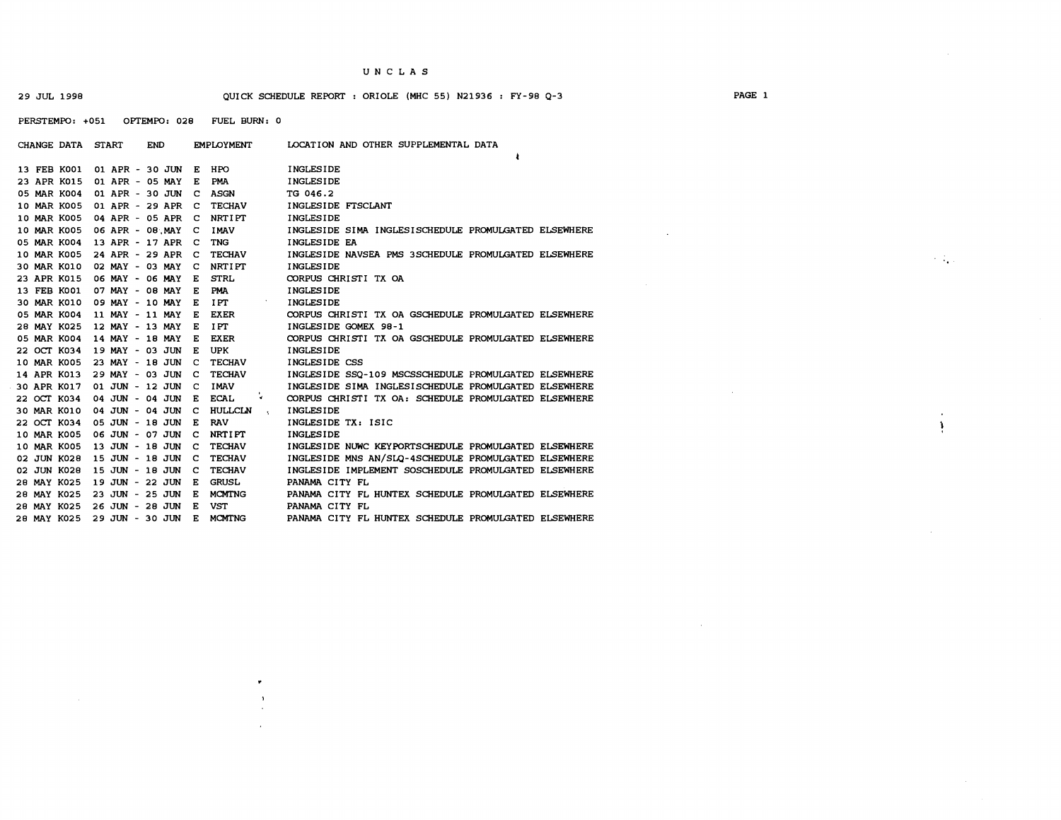UNCLAS

29 JUL 1998 QUICK SCHEDULE REPORT : ORIOLE (MHC 55) N21936 : FY-98 Q-3

PERSTEMPO: +051 OPTEMPO: 028 FUEL BURN: 0

| CHANGE DATA | START | END | | EMPLOYMENT | LOCATION AND OTHER SUPPLEMENTAL DATA |
|---|---|---|---|---|---|
| 13 FEB K001 | 01 APR | 30 JUN | E | HPO | INGLESIDE |
| 23 APR K015 | 01 APR | 05 MAY | E | PMA | INGLESIDE |
| 05 MAR K004 | 01 APR | 30 JUN | C | ASGN | TG 046.2 |
| 10 MAR K005 | 01 APR | 29 APR | C | TECHAV | INGLESIDE FTSCLANT |
| 10 MAR K005 | 04 APR | 05 APR | C | NRTIPT | INGLESIDE |
| 10 MAR K005 | 06 APR | 08 MAY | C | IMAV | INGLESIDE SIMA INGLESISCHEDULE PROMULGATED ELSEWHERE |
| 05 MAR K004 | 13 APR | 17 APR | C | TNG | INGLESIDE EA |
| 10 MAR K005 | 24 APR | 29 APR | C | TECHAV | INGLESIDE NAVSEA PMS 3SCHEDULE PROMULGATED ELSEWHERE |
| 30 MAR K010 | 02 MAY | 03 MAY | C | NRTIPT | INGLESIDE |
| 23 APR K015 | 06 MAY | 06 MAY | E | STRL | CORPUS CHRISTI TX OA |
| 13 FEB K001 | 07 MAY | 08 MAY | E | PMA | INGLESIDE |
| 30 MAR K010 | 09 MAY | 10 MAY | E | IPT | INGLESIDE |
| 05 MAR K004 | 11 MAY | 11 MAY | E | EXER | CORPUS CHRISTI TX OA GSCHEDULE PROMULGATED ELSEWHERE |
| 28 MAY K025 | 12 MAY | 13 MAY | E | IPT | INGLESIDE GOMEX 98-1 |
| 05 MAR K004 | 14 MAY | 18 MAY | E | EXER | CORPUS CHRISTI TX OA GSCHEDULE PROMULGATED ELSEWHERE |
| 22 OCT K034 | 19 MAY | 03 JUN | E | UPK | INGLESIDE |
| 10 MAR K005 | 23 MAY | 18 JUN | C | TECHAV | INGLESIDE CSS |
| 14 APR K013 | 29 MAY | 03 JUN | C | TECHAV | INGLESIDE SSQ-109 MSCSSCHEDULE PROMULGATED ELSEWHERE |
| 30 APR K017 | 01 JUN | 12 JUN | C | IMAV | INGLESIDE SIMA INGLESISCHEDULE PROMULGATED ELSEWHERE |
| 22 OCT K034 | 04 JUN | 04 JUN | E | ECAL | CORPUS CHRISTI TX OA: SCHEDULE PROMULGATED ELSEWHERE |
| 30 MAR K010 | 04 JUN | 04 JUN | C | HULLCLN | INGLESIDE |
| 22 OCT K034 | 05 JUN | 18 JUN | E | RAV | INGLESIDE TX: ISIC |
| 10 MAR K005 | 06 JUN | 07 JUN | C | NRTIPT | INGLESIDE |
| 10 MAR K005 | 13 JUN | 18 JUN | C | TECHAV | INGLESIDE NUWC KEYPORTSCHEDULE PROMULGATED ELSEWHERE |
| 02 JUN K028 | 15 JUN | 18 JUN | C | TECHAV | INGLESIDE MNS AN/SLQ-4SCHEDULE PROMULGATED ELSEWHERE |
| 02 JUN K028 | 15 JUN | 18 JUN | C | TECHAV | INGLESIDE IMPLEMENT SOSCHEDULE PROMULGATED ELSEWHERE |
| 28 MAY K025 | 19 JUN | 22 JUN | E | GRUSL | PANAMA CITY FL |
| 28 MAY K025 | 23 JUN | 25 JUN | E | MCMTNG | PANAMA CITY FL HUNTEX SCHEDULE PROMULGATED ELSEWHERE |
| 28 MAY K025 | 26 JUN | 28 JUN | E | VST | PANAMA CITY FL |
| 28 MAY K025 | 29 JUN | 30 JUN | E | MCMTNG | PANAMA CITY FL HUNTEX SCHEDULE PROMULGATED ELSEWHERE |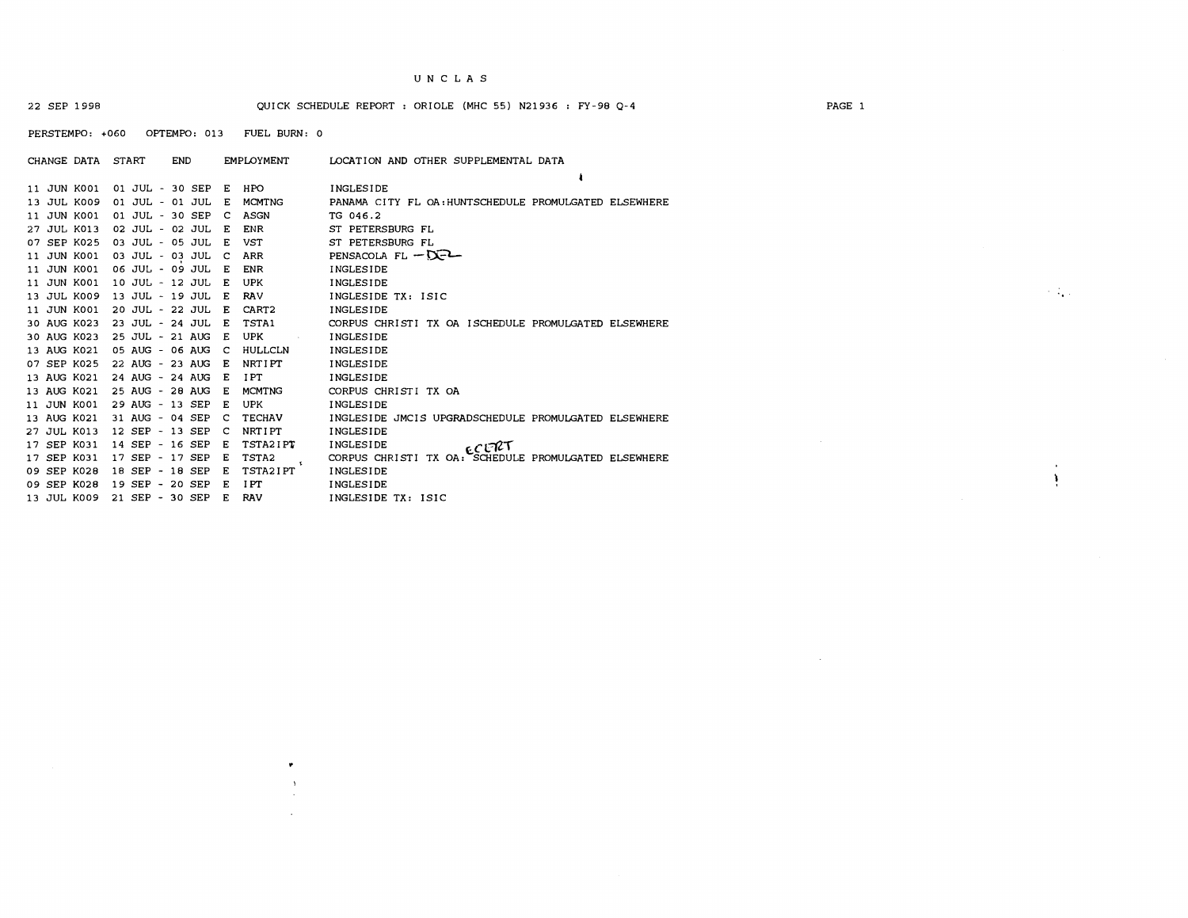UNCLAS

22 SEP 1998 QUICK SCHEDULE REPORT : ORIOLE (MHC 55) N21936 : FY-98 Q-4

PERSTEMPO: +060 OPTEMPO: 013 FUEL BURN: 0

| CHANGE DATA | START | END | | EMPLOYMENT | LOCATION AND OTHER SUPPLEMENTAL DATA |
|---|---|---|---|---|---|
| 11 JUN K001 | 01 JUL | 30 SEP | E | HPO | INGLESIDE |
| 13 JUL K009 | 01 JUL | 01 JUL | E | MCMTNG | PANAMA CITY FL OA:HUNTSCHEDULE PROMULGATED ELSEWHERE |
| 11 JUN K001 | 01 JUL | 30 SEP | C | ASGN | TG 046.2 |
| 27 JUL K013 | 02 JUL | 02 JUL | E | ENR | ST PETERSBURG FL |
| 07 SEP K025 | 03 JUL | 05 JUL | E | VST | ST PETERSBURG FL |
| 11 JUN K001 | 03 JUL | 03 JUL | C | ARR | PENSACOLA FL — DEL |
| 11 JUN K001 | 06 JUL | 09 JUL | E | ENR | INGLESIDE |
| 11 JUN K001 | 10 JUL | 12 JUL | E | UPK | INGLESIDE |
| 13 JUL K009 | 13 JUL | 19 JUL | E | RAV | INGLESIDE TX: ISIC |
| 11 JUN K001 | 20 JUL | 22 JUL | E | CART2 | INGLESIDE |
| 30 AUG K023 | 23 JUL | 24 JUL | E | TSTA1 | CORPUS CHRISTI TX OA ISCHEDULE PROMULGATED ELSEWHERE |
| 30 AUG K023 | 25 JUL | 21 AUG | E | UPK | INGLESIDE |
| 13 AUG K021 | 05 AUG | 06 AUG | C | HULLCLN | INGLESIDE |
| 07 SEP K025 | 22 AUG | 23 AUG | E | NRTIPT | INGLESIDE |
| 13 AUG K021 | 24 AUG | 24 AUG | E | IPT | INGLESIDE |
| 13 AUG K021 | 25 AUG | 28 AUG | E | MCMTNG | CORPUS CHRISTI TX OA |
| 11 JUN K001 | 29 AUG | 13 SEP | E | UPK | INGLESIDE |
| 13 AUG K021 | 31 AUG | 04 SEP | C | TECHAV | INGLESIDE JMCIS UPGRADSCHEDULE PROMULGATED ELSEWHERE |
| 27 JUL K013 | 12 SEP | 13 SEP | C | NRTIPT | INGLESIDE |
| 17 SEP K031 | 14 SEP | 16 SEP | E | TSTA2IPT | INGLESIDE ECERT |
| 17 SEP K031 | 17 SEP | 17 SEP | E | TSTA2 | CORPUS CHRISTI TX OA: SCHEDULE PROMULGATED ELSEWHERE |
| 09 SEP K028 | 18 SEP | 18 SEP | E | TSTA2IPT | INGLESIDE |
| 09 SEP K028 | 19 SEP | 20 SEP | E | IPT | INGLESIDE |
| 13 JUL K009 | 21 SEP | 30 SEP | E | RAV | INGLESIDE TX: ISIC |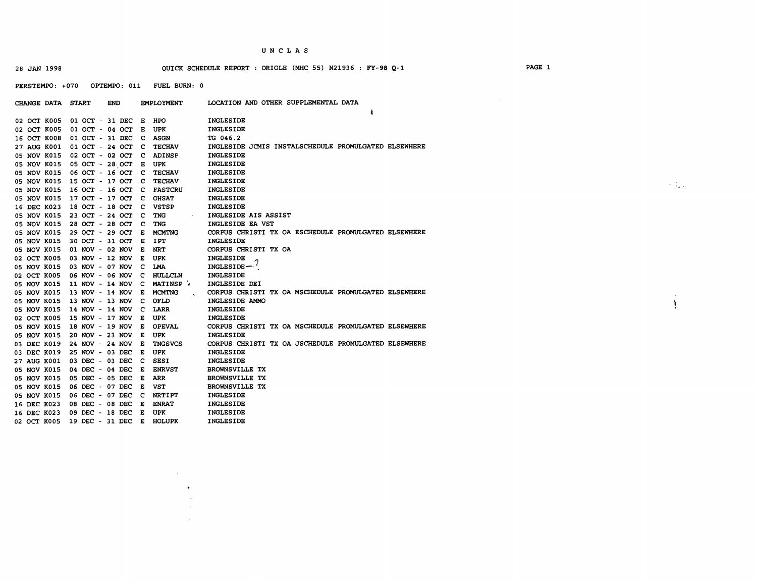UNCLAS

28 JAN 1998 QUICK SCHEDULE REPORT : ORIOLE (MHC 55) N21936 : FY-98 Q-1

PERSTEMPO: +070 OPTEMPO: 011 FUEL BURN: 0

| CHANGE DATA | START | | END | | EMPLOYMENT | LOCATION AND OTHER SUPPLEMENTAL DATA |
|---|---|---|---|---|---|---|
| 02 OCT K005 | 01 OCT | - | 31 DEC | E | HPO | INGLESIDE |
| 02 OCT K005 | 01 OCT | - | 04 OCT | E | UPK | INGLESIDE |
| 16 OCT K008 | 01 OCT | - | 31 DEC | C | ASGN | TG 046.2 |
| 27 AUG K001 | 01 OCT | - | 24 OCT | C | TECHAV | INGLESIDE JCMIS INSTALSCHEDULE PROMULGATED ELSEWHERE |
| 05 NOV K015 | 02 OCT | - | 02 OCT | C | ADINSP | INGLESIDE |
| 05 NOV K015 | 05 OCT | - | 28 OCT | E | UPK | INGLESIDE |
| 05 NOV K015 | 06 OCT | - | 16 OCT | C | TECHAV | INGLESIDE |
| 05 NOV K015 | 15 OCT | - | 17 OCT | C | TECHAV | INGLESIDE |
| 05 NOV K015 | 16 OCT | - | 16 OCT | C | FASTCRU | INGLESIDE |
| 05 NOV K015 | 17 OCT | - | 17 OCT | C | OHSAT | INGLESIDE |
| 16 DEC K023 | 18 OCT | - | 18 OCT | C | VSTSP | INGLESIDE |
| 05 NOV K015 | 23 OCT | - | 24 OCT | C | TNG | INGLESIDE AIS ASSIST |
| 05 NOV K015 | 28 OCT | - | 28 OCT | C | TNG | INGLESIDE EA VST |
| 05 NOV K015 | 29 OCT | - | 29 OCT | E | MCMTNG | CORPUS CHRISTI TX OA ESCHEDULE PROMULGATED ELSEWHERE |
| 05 NOV K015 | 30 OCT | - | 31 OCT | E | IPT | INGLESIDE |
| 05 NOV K015 | 01 NOV | - | 02 NOV | E | NRT | CORPUS CHRISTI TX OA |
| 02 OCT K005 | 03 NOV | - | 12 NOV | E | UPK | INGLESIDE |
| 05 NOV K015 | 03 NOV | - | 07 NOV | C | LMA | INGLESIDE — ? |
| 02 OCT K005 | 06 NOV | - | 06 NOV | C | HULLCLN | INGLESIDE |
| 05 NOV K015 | 11 NOV | - | 14 NOV | C | MATINSP | INGLESIDE DEI |
| 05 NOV K015 | 13 NOV | - | 14 NOV | E | MCMTNG | CORPUS CHRISTI TX OA MSCHEDULE PROMULGATED ELSEWHERE |
| 05 NOV K015 | 13 NOV | - | 13 NOV | C | OFLD | INGLESIDE AMMO |
| 05 NOV K015 | 14 NOV | - | 14 NOV | C | LARR | INGLESIDE |
| 02 OCT K005 | 15 NOV | - | 17 NOV | E | UPK | INGLESIDE |
| 05 NOV K015 | 18 NOV | - | 19 NOV | E | OPEVAL | CORPUS CHRISTI TX OA MSCHEDULE PROMULGATED ELSEWHERE |
| 05 NOV K015 | 20 NOV | - | 23 NOV | E | UPK | INGLESIDE |
| 03 DEC K019 | 24 NOV | - | 24 NOV | E | TNGSVCS | CORPUS CHRISTI TX OA JSCHEDULE PROMULGATED ELSEWHERE |
| 03 DEC K019 | 25 NOV | - | 03 DEC | E | UPK | INGLESIDE |
| 27 AUG K001 | 03 DEC | - | 03 DEC | C | SESI | INGLESIDE |
| 05 NOV K015 | 04 DEC | - | 04 DEC | E | ENRVST | BROWNSVILLE TX |
| 05 NOV K015 | 05 DEC | - | 05 DEC | E | ARR | BROWNSVILLE TX |
| 05 NOV K015 | 06 DEC | - | 07 DEC | E | VST | BROWNSVILLE TX |
| 05 NOV K015 | 06 DEC | - | 07 DEC | C | NRTIPT | INGLESIDE |
| 16 DEC K023 | 08 DEC | - | 08 DEC | E | ENRAT | INGLESIDE |
| 16 DEC K023 | 09 DEC | - | 18 DEC | E | UPK | INGLESIDE |
| 02 OCT K005 | 19 DEC | - | 31 DEC | E | HOLUPK | INGLESIDE |